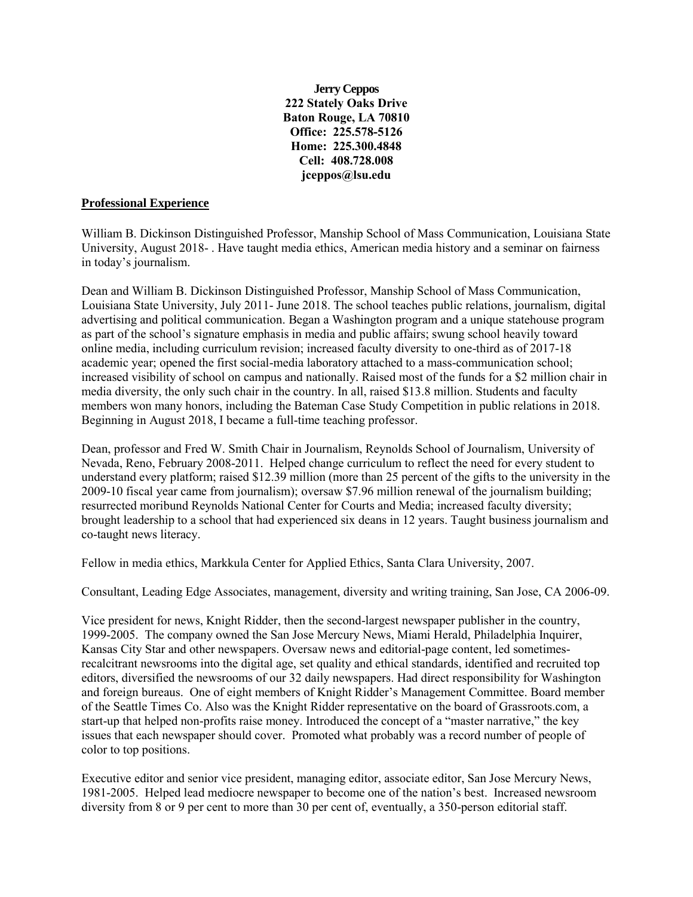**Jerry Ceppos**
**222 Stately Oaks Drive**
**Baton Rouge, LA 70810**
**Office: 225.578-5126**
**Home: 225.300.4848**
**Cell: 408.728.008**
**jceppos@lsu.edu**

## Professional Experience

William B. Dickinson Distinguished Professor, Manship School of Mass Communication, Louisiana State University, August 2018- . Have taught media ethics, American media history and a seminar on fairness in today's journalism.

Dean and William B. Dickinson Distinguished Professor, Manship School of Mass Communication, Louisiana State University, July 2011- June 2018. The school teaches public relations, journalism, digital advertising and political communication. Began a Washington program and a unique statehouse program as part of the school's signature emphasis in media and public affairs; swung school heavily toward online media, including curriculum revision; increased faculty diversity to one-third as of 2017-18 academic year; opened the first social-media laboratory attached to a mass-communication school; increased visibility of school on campus and nationally. Raised most of the funds for a $2 million chair in media diversity, the only such chair in the country. In all, raised $13.8 million. Students and faculty members won many honors, including the Bateman Case Study Competition in public relations in 2018. Beginning in August 2018, I became a full-time teaching professor.

Dean, professor and Fred W. Smith Chair in Journalism, Reynolds School of Journalism, University of Nevada, Reno, February 2008-2011. Helped change curriculum to reflect the need for every student to understand every platform; raised $12.39 million (more than 25 percent of the gifts to the university in the 2009-10 fiscal year came from journalism); oversaw $7.96 million renewal of the journalism building; resurrected moribund Reynolds National Center for Courts and Media; increased faculty diversity; brought leadership to a school that had experienced six deans in 12 years. Taught business journalism and co-taught news literacy.

Fellow in media ethics, Markkula Center for Applied Ethics, Santa Clara University, 2007.

Consultant, Leading Edge Associates, management, diversity and writing training, San Jose, CA 2006-09.

Vice president for news, Knight Ridder, then the second-largest newspaper publisher in the country, 1999-2005. The company owned the San Jose Mercury News, Miami Herald, Philadelphia Inquirer, Kansas City Star and other newspapers. Oversaw news and editorial-page content, led sometimes-recalcitrant newsrooms into the digital age, set quality and ethical standards, identified and recruited top editors, diversified the newsrooms of our 32 daily newspapers. Had direct responsibility for Washington and foreign bureaus. One of eight members of Knight Ridder's Management Committee. Board member of the Seattle Times Co. Also was the Knight Ridder representative on the board of Grassroots.com, a start-up that helped non-profits raise money. Introduced the concept of a "master narrative," the key issues that each newspaper should cover. Promoted what probably was a record number of people of color to top positions.

Executive editor and senior vice president, managing editor, associate editor, San Jose Mercury News, 1981-2005. Helped lead mediocre newspaper to become one of the nation's best. Increased newsroom diversity from 8 or 9 per cent to more than 30 per cent of, eventually, a 350-person editorial staff.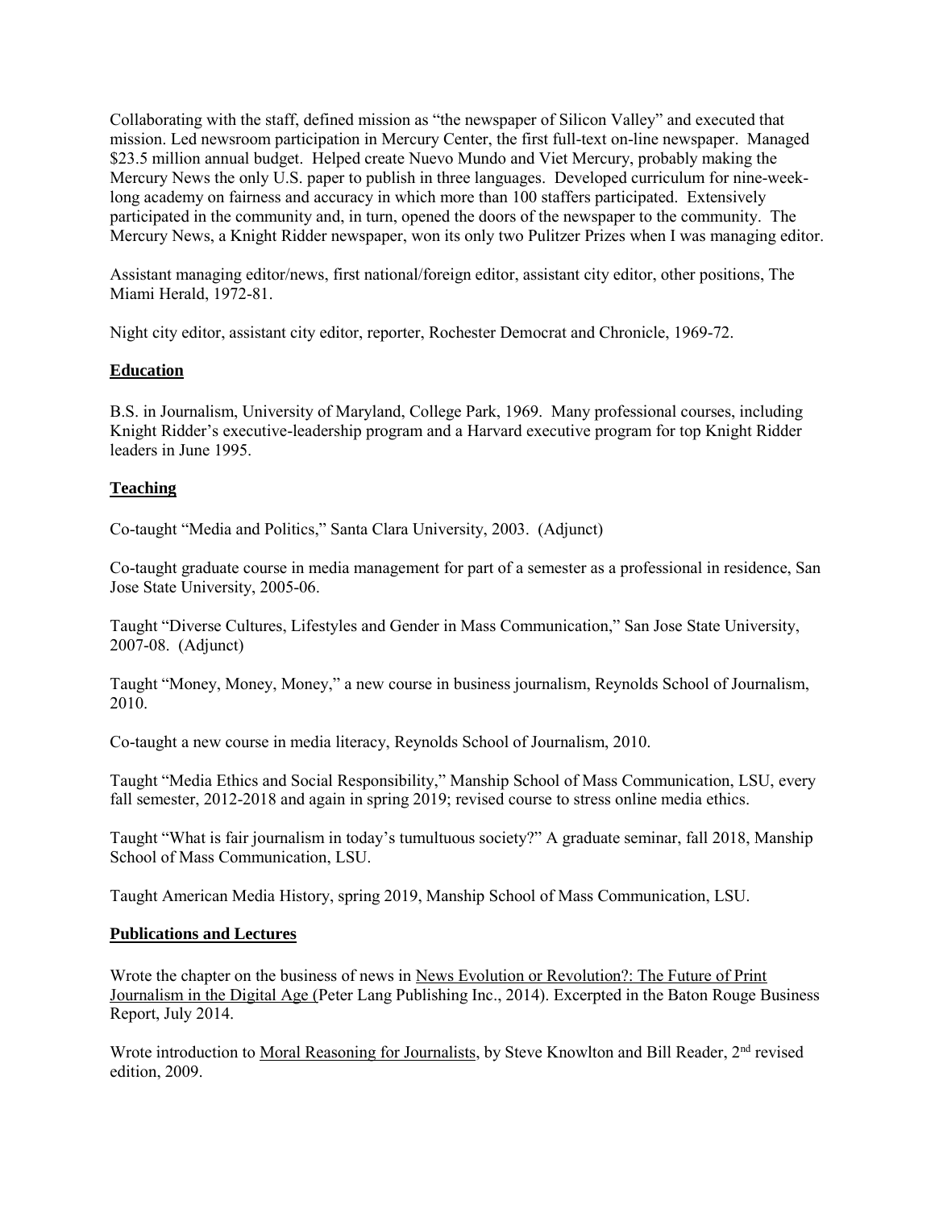Collaborating with the staff, defined mission as "the newspaper of Silicon Valley" and executed that mission. Led newsroom participation in Mercury Center, the first full-text on-line newspaper. Managed \$23.5 million annual budget. Helped create Nuevo Mundo and Viet Mercury, probably making the Mercury News the only U.S. paper to publish in three languages. Developed curriculum for nine-week-long academy on fairness and accuracy in which more than 100 staffers participated. Extensively participated in the community and, in turn, opened the doors of the newspaper to the community. The Mercury News, a Knight Ridder newspaper, won its only two Pulitzer Prizes when I was managing editor.

Assistant managing editor/news, first national/foreign editor, assistant city editor, other positions, The Miami Herald, 1972-81.

Night city editor, assistant city editor, reporter, Rochester Democrat and Chronicle, 1969-72.

## Education

B.S. in Journalism, University of Maryland, College Park, 1969. Many professional courses, including Knight Ridder's executive-leadership program and a Harvard executive program for top Knight Ridder leaders in June 1995.

## Teaching

Co-taught "Media and Politics," Santa Clara University, 2003. (Adjunct)

Co-taught graduate course in media management for part of a semester as a professional in residence, San Jose State University, 2005-06.

Taught "Diverse Cultures, Lifestyles and Gender in Mass Communication," San Jose State University, 2007-08. (Adjunct)

Taught "Money, Money, Money," a new course in business journalism, Reynolds School of Journalism, 2010.

Co-taught a new course in media literacy, Reynolds School of Journalism, 2010.

Taught "Media Ethics and Social Responsibility," Manship School of Mass Communication, LSU, every fall semester, 2012-2018 and again in spring 2019; revised course to stress online media ethics.

Taught "What is fair journalism in today's tumultuous society?" A graduate seminar, fall 2018, Manship School of Mass Communication, LSU.

Taught American Media History, spring 2019, Manship School of Mass Communication, LSU.

## Publications and Lectures

Wrote the chapter on the business of news in News Evolution or Revolution?: The Future of Print Journalism in the Digital Age (Peter Lang Publishing Inc., 2014). Excerpted in the Baton Rouge Business Report, July 2014.

Wrote introduction to Moral Reasoning for Journalists, by Steve Knowlton and Bill Reader, 2nd revised edition, 2009.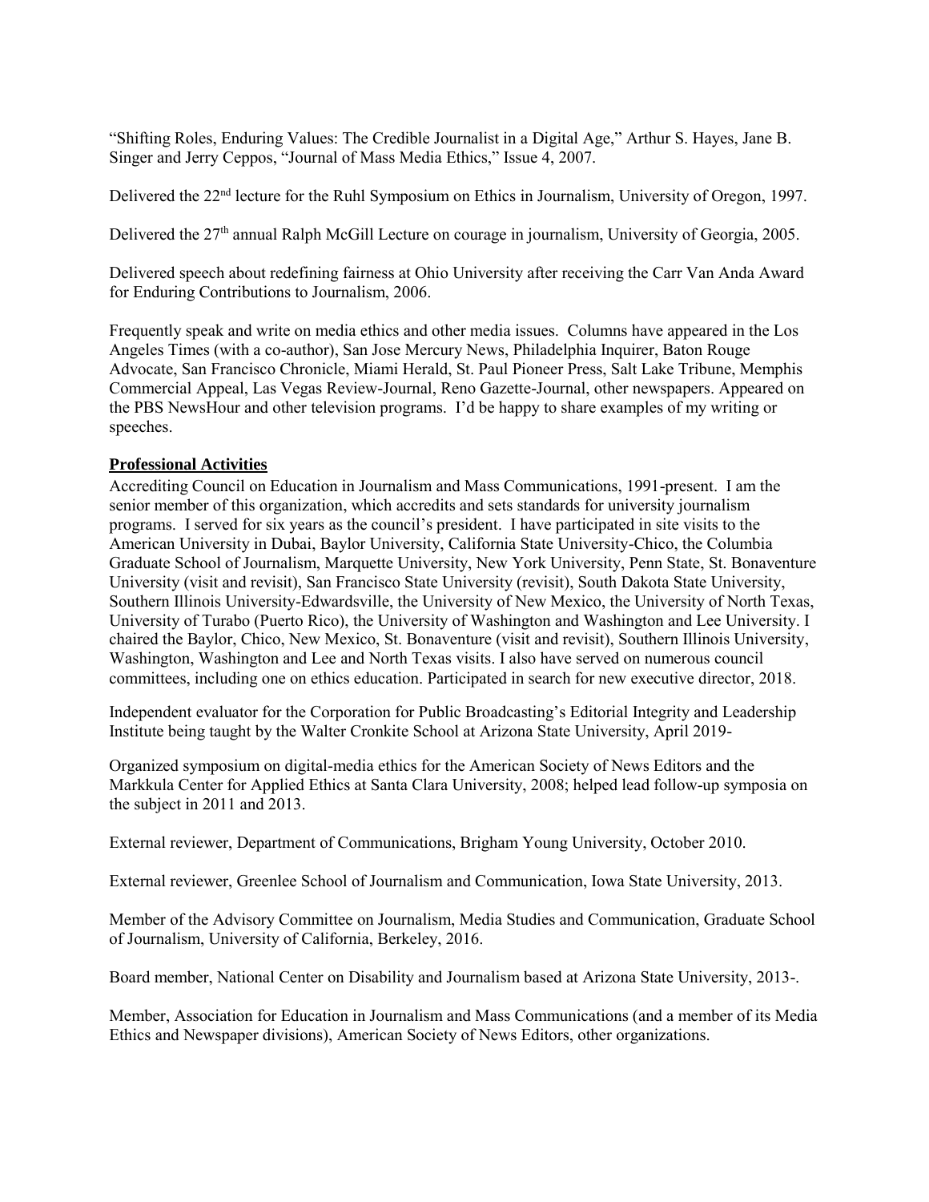"Shifting Roles, Enduring Values: The Credible Journalist in a Digital Age," Arthur S. Hayes, Jane B. Singer and Jerry Ceppos, "Journal of Mass Media Ethics," Issue 4, 2007.

Delivered the 22nd lecture for the Ruhl Symposium on Ethics in Journalism, University of Oregon, 1997.

Delivered the 27th annual Ralph McGill Lecture on courage in journalism, University of Georgia, 2005.

Delivered speech about redefining fairness at Ohio University after receiving the Carr Van Anda Award for Enduring Contributions to Journalism, 2006.

Frequently speak and write on media ethics and other media issues. Columns have appeared in the Los Angeles Times (with a co-author), San Jose Mercury News, Philadelphia Inquirer, Baton Rouge Advocate, San Francisco Chronicle, Miami Herald, St. Paul Pioneer Press, Salt Lake Tribune, Memphis Commercial Appeal, Las Vegas Review-Journal, Reno Gazette-Journal, other newspapers. Appeared on the PBS NewsHour and other television programs. I'd be happy to share examples of my writing or speeches.

## **Professional Activities**

Accrediting Council on Education in Journalism and Mass Communications, 1991-present. I am the senior member of this organization, which accredits and sets standards for university journalism programs. I served for six years as the council's president. I have participated in site visits to the American University in Dubai, Baylor University, California State University-Chico, the Columbia Graduate School of Journalism, Marquette University, New York University, Penn State, St. Bonaventure University (visit and revisit), San Francisco State University (revisit), South Dakota State University, Southern Illinois University-Edwardsville, the University of New Mexico, the University of North Texas, University of Turabo (Puerto Rico), the University of Washington and Washington and Lee University. I chaired the Baylor, Chico, New Mexico, St. Bonaventure (visit and revisit), Southern Illinois University, Washington, Washington and Lee and North Texas visits. I also have served on numerous council committees, including one on ethics education. Participated in search for new executive director, 2018.

Independent evaluator for the Corporation for Public Broadcasting's Editorial Integrity and Leadership Institute being taught by the Walter Cronkite School at Arizona State University, April 2019-

Organized symposium on digital-media ethics for the American Society of News Editors and the Markkula Center for Applied Ethics at Santa Clara University, 2008; helped lead follow-up symposia on the subject in 2011 and 2013.

External reviewer, Department of Communications, Brigham Young University, October 2010.

External reviewer, Greenlee School of Journalism and Communication, Iowa State University, 2013.

Member of the Advisory Committee on Journalism, Media Studies and Communication, Graduate School of Journalism, University of California, Berkeley, 2016.

Board member, National Center on Disability and Journalism based at Arizona State University, 2013-.

Member, Association for Education in Journalism and Mass Communications (and a member of its Media Ethics and Newspaper divisions), American Society of News Editors, other organizations.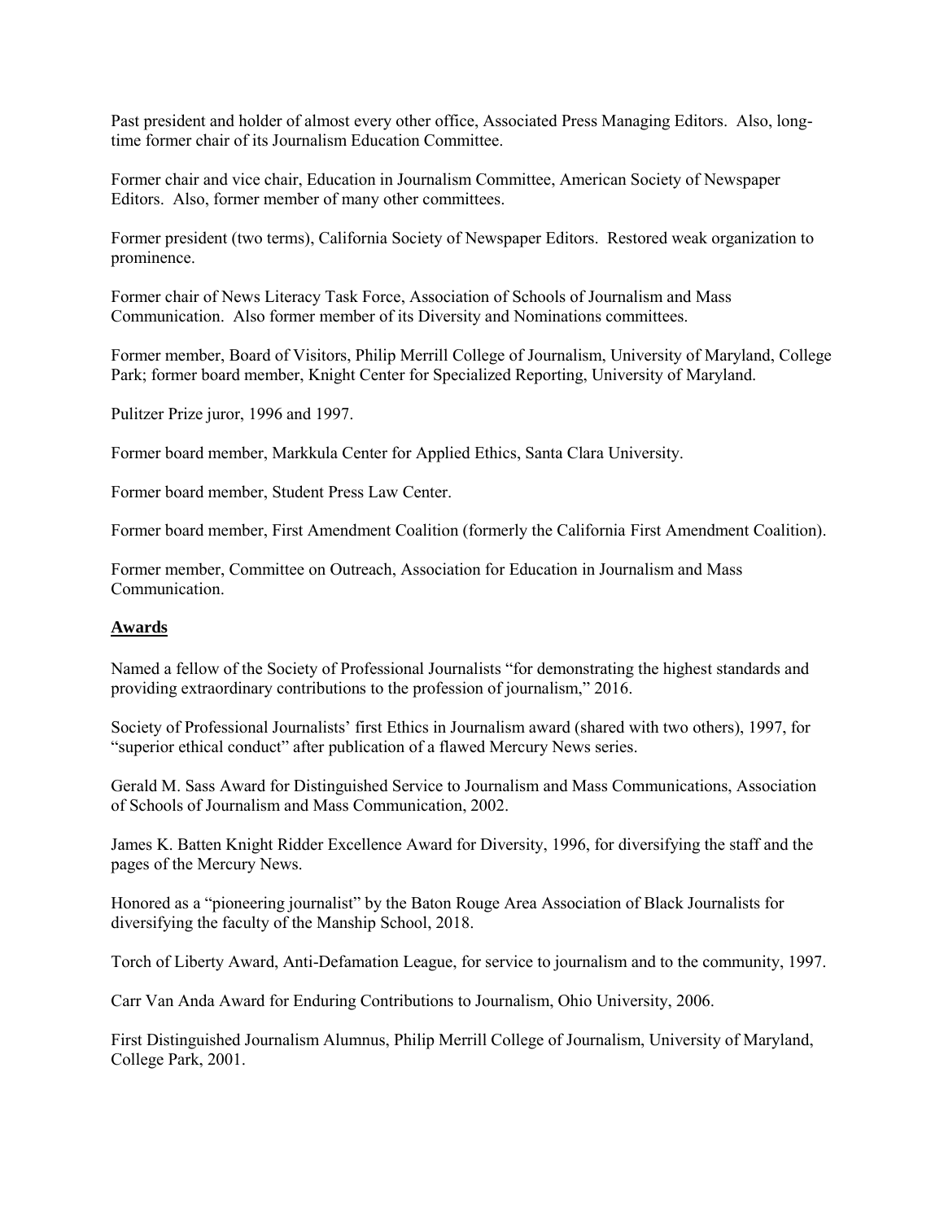Past president and holder of almost every other office, Associated Press Managing Editors. Also, long-time former chair of its Journalism Education Committee.

Former chair and vice chair, Education in Journalism Committee, American Society of Newspaper Editors. Also, former member of many other committees.

Former president (two terms), California Society of Newspaper Editors. Restored weak organization to prominence.

Former chair of News Literacy Task Force, Association of Schools of Journalism and Mass Communication. Also former member of its Diversity and Nominations committees.

Former member, Board of Visitors, Philip Merrill College of Journalism, University of Maryland, College Park; former board member, Knight Center for Specialized Reporting, University of Maryland.

Pulitzer Prize juror, 1996 and 1997.

Former board member, Markkula Center for Applied Ethics, Santa Clara University.

Former board member, Student Press Law Center.

Former board member, First Amendment Coalition (formerly the California First Amendment Coalition).

Former member, Committee on Outreach, Association for Education in Journalism and Mass Communication.

## Awards

Named a fellow of the Society of Professional Journalists "for demonstrating the highest standards and providing extraordinary contributions to the profession of journalism," 2016.

Society of Professional Journalists' first Ethics in Journalism award (shared with two others), 1997, for "superior ethical conduct" after publication of a flawed Mercury News series.

Gerald M. Sass Award for Distinguished Service to Journalism and Mass Communications, Association of Schools of Journalism and Mass Communication, 2002.

James K. Batten Knight Ridder Excellence Award for Diversity, 1996, for diversifying the staff and the pages of the Mercury News.

Honored as a "pioneering journalist" by the Baton Rouge Area Association of Black Journalists for diversifying the faculty of the Manship School, 2018.

Torch of Liberty Award, Anti-Defamation League, for service to journalism and to the community, 1997.

Carr Van Anda Award for Enduring Contributions to Journalism, Ohio University, 2006.

First Distinguished Journalism Alumnus, Philip Merrill College of Journalism, University of Maryland, College Park, 2001.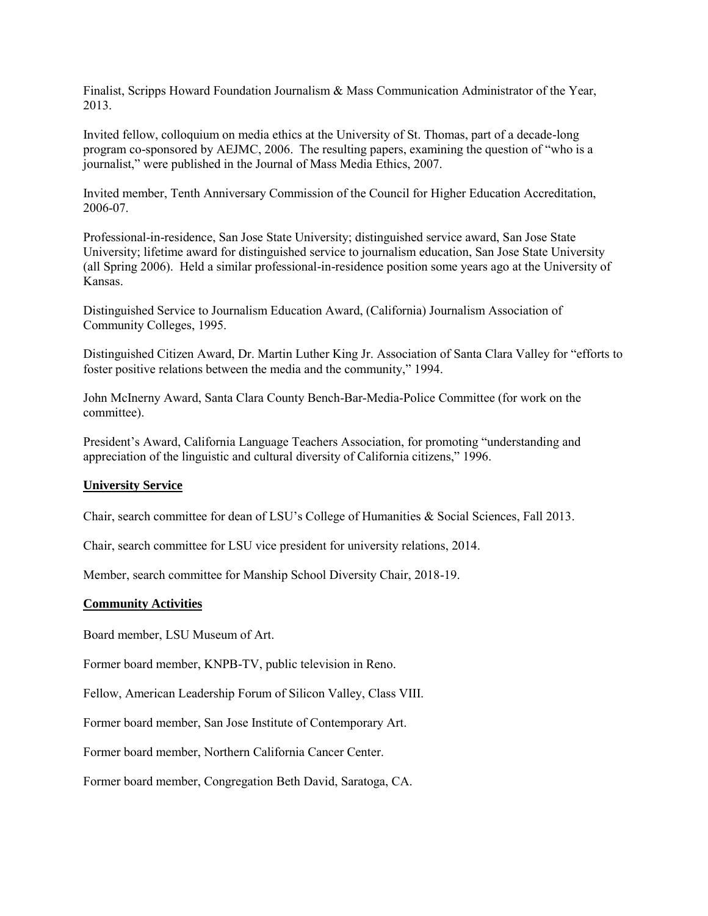Finalist, Scripps Howard Foundation Journalism & Mass Communication Administrator of the Year, 2013.

Invited fellow, colloquium on media ethics at the University of St. Thomas, part of a decade-long program co-sponsored by AEJMC, 2006. The resulting papers, examining the question of "who is a journalist," were published in the Journal of Mass Media Ethics, 2007.

Invited member, Tenth Anniversary Commission of the Council for Higher Education Accreditation, 2006-07.

Professional-in-residence, San Jose State University; distinguished service award, San Jose State University; lifetime award for distinguished service to journalism education, San Jose State University (all Spring 2006). Held a similar professional-in-residence position some years ago at the University of Kansas.

Distinguished Service to Journalism Education Award, (California) Journalism Association of Community Colleges, 1995.

Distinguished Citizen Award, Dr. Martin Luther King Jr. Association of Santa Clara Valley for "efforts to foster positive relations between the media and the community," 1994.

John McInerny Award, Santa Clara County Bench-Bar-Media-Police Committee (for work on the committee).

President's Award, California Language Teachers Association, for promoting "understanding and appreciation of the linguistic and cultural diversity of California citizens," 1996.

## University Service

Chair, search committee for dean of LSU's College of Humanities & Social Sciences, Fall 2013.

Chair, search committee for LSU vice president for university relations, 2014.

Member, search committee for Manship School Diversity Chair, 2018-19.

## Community Activities

Board member, LSU Museum of Art.

Former board member, KNPB-TV, public television in Reno.

Fellow, American Leadership Forum of Silicon Valley, Class VIII.

Former board member, San Jose Institute of Contemporary Art.

Former board member, Northern California Cancer Center.

Former board member, Congregation Beth David, Saratoga, CA.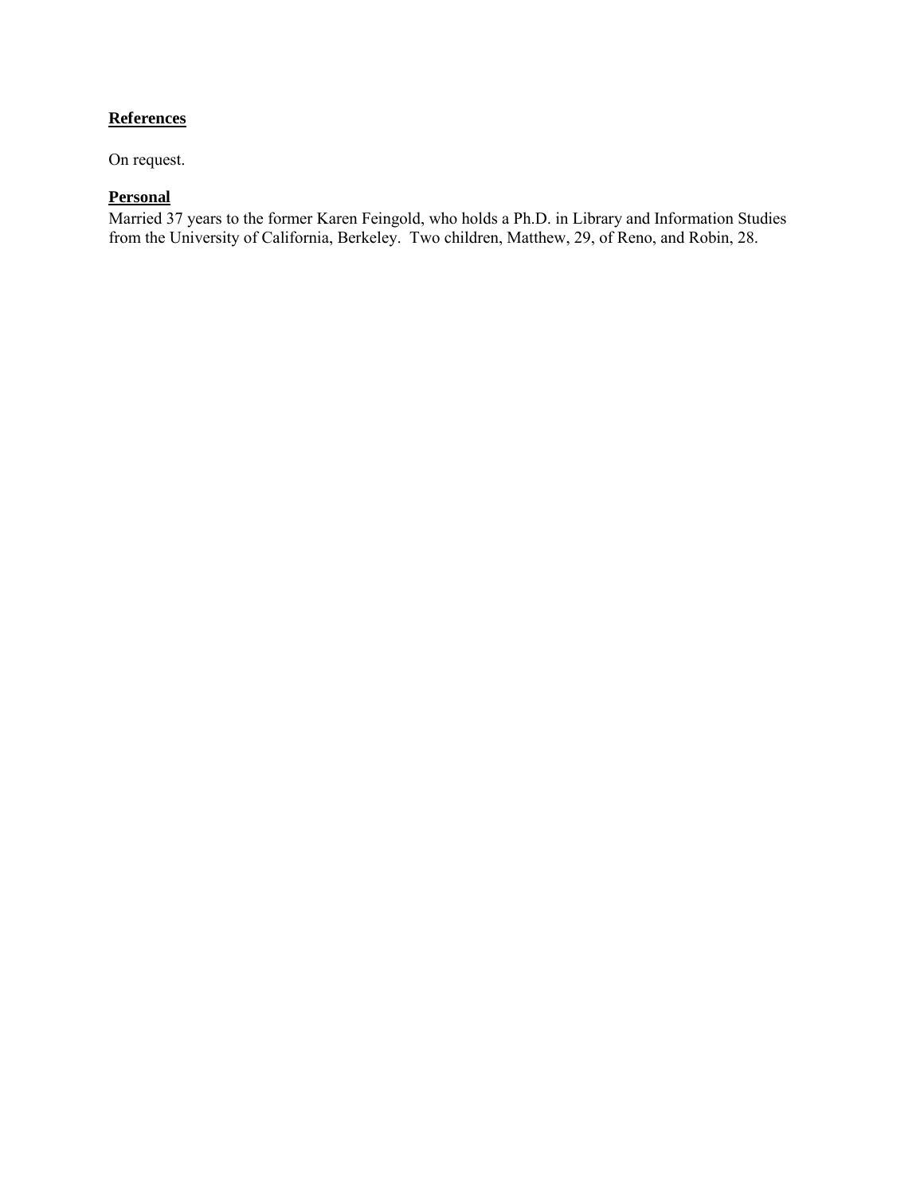**References**

On request.

**Personal**

Married 37 years to the former Karen Feingold, who holds a Ph.D. in Library and Information Studies from the University of California, Berkeley. Two children, Matthew, 29, of Reno, and Robin, 28.